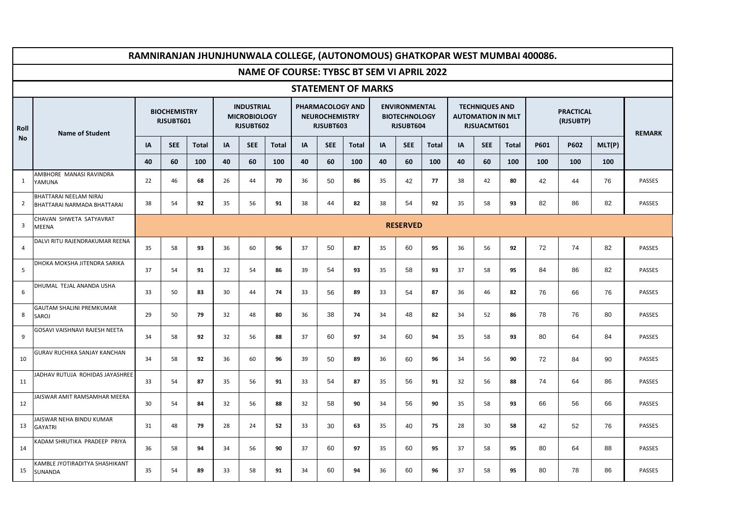# RAMNIRANJAN JHUNJHUNWALA COLLEGE, (AUTONOMOUS) GHATKOPAR WEST MUMBAI 400086.

## NAME OF COURSE: TYBSC BT SEM VI APRIL 2022

### STATEMENT OF MARKS

| Roll No | Name of Student | BIOCHEMISTRY RJSUBT601 | | | INDUSTRIAL MICROBIOLOGY RJSUBT602 | | | PHARMACOLOGY AND NEUROCHEMISTRY RJSUBT603 | | | ENVIRONMENTAL BIOTECHNOLOGY RJSUBT604 | | | TECHNIQUES AND AUTOMATION IN MLT RJSUACMT601 | | | PRACTICAL (RJSUBTP) | | | REMARK |
|---|---|---|---|---|---|---|---|---|---|---|---|---|---|---|---|---|---|---|---|---|
| | | IA | SEE | Total | IA | SEE | Total | IA | SEE | Total | IA | SEE | Total | IA | SEE | Total | P601 | P602 | MLT(P) | |
| | | 40 | 60 | 100 | 40 | 60 | 100 | 40 | 60 | 100 | 40 | 60 | 100 | 40 | 60 | 100 | 100 | 100 | 100 | |
| 1 | AMBHORE MANASI RAVINDRA YAMUNA | 22 | 46 | 68 | 26 | 44 | 70 | 36 | 50 | 86 | 35 | 42 | 77 | 38 | 42 | 80 | 42 | 44 | 76 | PASSES |
| 2 | BHATTARAI NEELAM NIRAJ BHATTARAI NARMADA BHATTARAI | 38 | 54 | 92 | 35 | 56 | 91 | 38 | 44 | 82 | 38 | 54 | 92 | 35 | 58 | 93 | 82 | 86 | 82 | PASSES |
| 3 | CHAVAN SHWETA SATYAVRAT MEENA | RESERVED | | | | | | | | | | | | | | | | | | |
| 4 | DALVI RITU RAJENDRAKUMAR REENA | 35 | 58 | 93 | 36 | 60 | 96 | 37 | 50 | 87 | 35 | 60 | 95 | 36 | 56 | 92 | 72 | 74 | 82 | PASSES |
| 5 | DHOKA MOKSHA JITENDRA SARIKA | 37 | 54 | 91 | 32 | 54 | 86 | 39 | 54 | 93 | 35 | 58 | 93 | 37 | 58 | 95 | 84 | 86 | 82 | PASSES |
| 6 | DHUMAL TEJAL ANANDA USHA | 33 | 50 | 83 | 30 | 44 | 74 | 33 | 56 | 89 | 33 | 54 | 87 | 36 | 46 | 82 | 76 | 66 | 76 | PASSES |
| 8 | GAUTAM SHALINI PREMKUMAR SAROJ | 29 | 50 | 79 | 32 | 48 | 80 | 36 | 38 | 74 | 34 | 48 | 82 | 34 | 52 | 86 | 78 | 76 | 80 | PASSES |
| 9 | GOSAVI VAISHNAVI RAJESH NEETA | 34 | 58 | 92 | 32 | 56 | 88 | 37 | 60 | 97 | 34 | 60 | 94 | 35 | 58 | 93 | 80 | 64 | 84 | PASSES |
| 10 | GURAV RUCHIKA SANJAY KANCHAN | 34 | 58 | 92 | 36 | 60 | 96 | 39 | 50 | 89 | 36 | 60 | 96 | 34 | 56 | 90 | 72 | 84 | 90 | PASSES |
| 11 | JADHAV RUTUJA ROHIDAS JAYASHREE | 33 | 54 | 87 | 35 | 56 | 91 | 33 | 54 | 87 | 35 | 56 | 91 | 32 | 56 | 88 | 74 | 64 | 86 | PASSES |
| 12 | JAISWAR AMIT RAMSAMHAR MEERA | 30 | 54 | 84 | 32 | 56 | 88 | 32 | 58 | 90 | 34 | 56 | 90 | 35 | 58 | 93 | 66 | 56 | 66 | PASSES |
| 13 | JAISWAR NEHA BINDU KUMAR GAYATRI | 31 | 48 | 79 | 28 | 24 | 52 | 33 | 30 | 63 | 35 | 40 | 75 | 28 | 30 | 58 | 42 | 52 | 76 | PASSES |
| 14 | KADAM SHRUTIKA PRADEEP PRIYA | 36 | 58 | 94 | 34 | 56 | 90 | 37 | 60 | 97 | 35 | 60 | 95 | 37 | 58 | 95 | 80 | 64 | 88 | PASSES |
| 15 | KAMBLE JYOTIRADITYA SHASHIKANT SUNANDA | 35 | 54 | 89 | 33 | 58 | 91 | 34 | 60 | 94 | 36 | 60 | 96 | 37 | 58 | 95 | 80 | 78 | 86 | PASSES |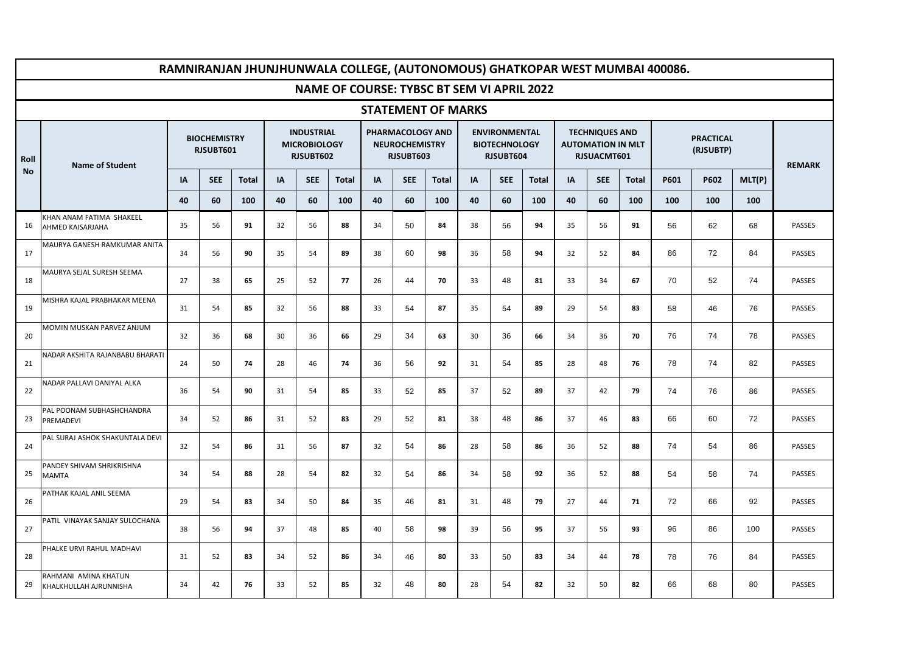# RAMNIRANJAN JHUNJHUNWALA COLLEGE, (AUTONOMOUS) GHATKOPAR WEST MUMBAI 400086.

## NAME OF COURSE: TYBSC BT SEM VI APRIL 2022

### STATEMENT OF MARKS

| Roll No | Name of Student | BIOCHEMISTRY RJSUBT601 | | | INDUSTRIAL MICROBIOLOGY RJSUBT602 | | | PHARMACOLOGY AND NEUROCHEMISTRY RJSUBT603 | | | ENVIRONMENTAL BIOTECHNOLOGY RJSUBT604 | | | TECHNIQUES AND AUTOMATION IN MLT RJSUACMT601 | | | PRACTICAL (RJSUBTP) | | | REMARK |
|---|---|---|---|---|---|---|---|---|---|---|---|---|---|---|---|---|---|---|---|---|
| | | IA | SEE | Total | IA | SEE | Total | IA | SEE | Total | IA | SEE | Total | IA | SEE | Total | P601 | P602 | MLT(P) | |
| | | 40 | 60 | 100 | 40 | 60 | 100 | 40 | 60 | 100 | 40 | 60 | 100 | 40 | 60 | 100 | 100 | 100 | 100 | |
| 16 | KHAN ANAM FATIMA SHAKEEL AHMED KAISARJAHA | 35 | 56 | **91** | 32 | 56 | **88** | 34 | 50 | **84** | 38 | 56 | **94** | 35 | 56 | **91** | 56 | 62 | 68 | PASSES |
| 17 | MAURYA GANESH RAMKUMAR ANITA | 34 | 56 | **90** | 35 | 54 | **89** | 38 | 60 | **98** | 36 | 58 | **94** | 32 | 52 | **84** | 86 | 72 | 84 | PASSES |
| 18 | MAURYA SEJAL SURESH SEEMA | 27 | 38 | **65** | 25 | 52 | **77** | 26 | 44 | **70** | 33 | 48 | **81** | 33 | 34 | **67** | 70 | 52 | 74 | PASSES |
| 19 | MISHRA KAJAL PRABHAKAR MEENA | 31 | 54 | **85** | 32 | 56 | **88** | 33 | 54 | **87** | 35 | 54 | **89** | 29 | 54 | **83** | 58 | 46 | 76 | PASSES |
| 20 | MOMIN MUSKAN PARVEZ ANJUM | 32 | 36 | **68** | 30 | 36 | **66** | 29 | 34 | **63** | 30 | 36 | **66** | 34 | 36 | **70** | 76 | 74 | 78 | PASSES |
| 21 | NADAR AKSHITA RAJANBABU BHARATI | 24 | 50 | **74** | 28 | 46 | **74** | 36 | 56 | **92** | 31 | 54 | **85** | 28 | 48 | **76** | 78 | 74 | 82 | PASSES |
| 22 | NADAR PALLAVI DANIYAL ALKA | 36 | 54 | **90** | 31 | 54 | **85** | 33 | 52 | **85** | 37 | 52 | **89** | 37 | 42 | **79** | 74 | 76 | 86 | PASSES |
| 23 | PAL POONAM SUBHASHCHANDRA PREMADEVI | 34 | 52 | **86** | 31 | 52 | **83** | 29 | 52 | **81** | 38 | 48 | **86** | 37 | 46 | **83** | 66 | 60 | 72 | PASSES |
| 24 | PAL SURAJ ASHOK SHAKUNTALA DEVI | 32 | 54 | **86** | 31 | 56 | **87** | 32 | 54 | **86** | 28 | 58 | **86** | 36 | 52 | **88** | 74 | 54 | 86 | PASSES |
| 25 | PANDEY SHIVAM SHRIKRISHNA MAMTA | 34 | 54 | **88** | 28 | 54 | **82** | 32 | 54 | **86** | 34 | 58 | **92** | 36 | 52 | **88** | 54 | 58 | 74 | PASSES |
| 26 | PATHAK KAJAL ANIL SEEMA | 29 | 54 | **83** | 34 | 50 | **84** | 35 | 46 | **81** | 31 | 48 | **79** | 27 | 44 | **71** | 72 | 66 | 92 | PASSES |
| 27 | PATIL VINAYAK SANJAY SULOCHANA | 38 | 56 | **94** | 37 | 48 | **85** | 40 | 58 | **98** | 39 | 56 | **95** | 37 | 56 | **93** | 96 | 86 | 100 | PASSES |
| 28 | PHALKE URVI RAHUL MADHAVI | 31 | 52 | **83** | 34 | 52 | **86** | 34 | 46 | **80** | 33 | 50 | **83** | 34 | 44 | **78** | 78 | 76 | 84 | PASSES |
| 29 | RAHMANI AMINA KHATUN KHALKHULLAH AJRUNNISHA | 34 | 42 | **76** | 33 | 52 | **85** | 32 | 48 | **80** | 28 | 54 | **82** | 32 | 50 | **82** | 66 | 68 | 80 | PASSES |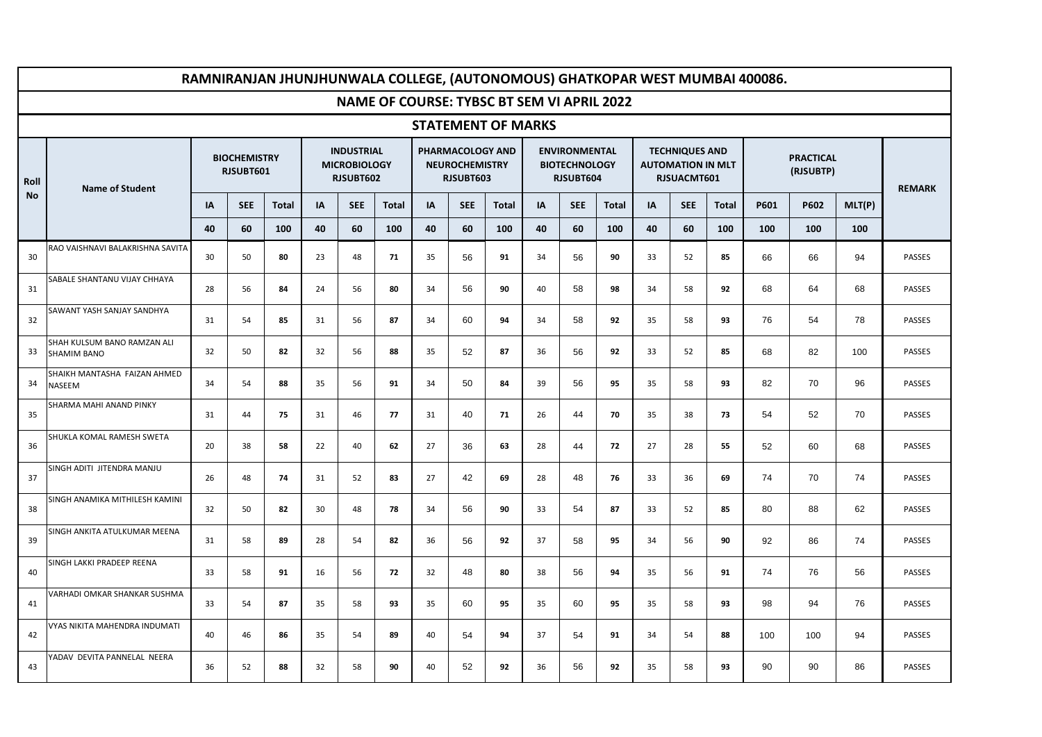# RAMNIRANJAN JHUNJHUNWALA COLLEGE, (AUTONOMOUS) GHATKOPAR WEST MUMBAI 400086.

## NAME OF COURSE: TYBSC BT SEM VI APRIL 2022

## STATEMENT OF MARKS

| Roll No | Name of Student | BIOCHEMISTRY RJSUBT601 | | | INDUSTRIAL MICROBIOLOGY RJSUBT602 | | | PHARMACOLOGY AND NEUROCHEMISTRY RJSUBT603 | | | ENVIRONMENTAL BIOTECHNOLOGY RJSUBT604 | | | TECHNIQUES AND AUTOMATION IN MLT RJSUACMT601 | | | PRACTICAL (RJSUBTP) | | | REMARK |
|---|---|---|---|---|---|---|---|---|---|---|---|---|---|---|---|---|---|---|---|---|
| | | IA | SEE | Total | IA | SEE | Total | IA | SEE | Total | IA | SEE | Total | IA | SEE | Total | P601 | P602 | MLT(P) | |
| | | 40 | 60 | 100 | 40 | 60 | 100 | 40 | 60 | 100 | 40 | 60 | 100 | 40 | 60 | 100 | 100 | 100 | 100 | |
| 30 | RAO VAISHNAVI BALAKRISHNA SAVITA | 30 | 50 | **80** | 23 | 48 | **71** | 35 | 56 | **91** | 34 | 56 | **90** | 33 | 52 | **85** | 66 | 66 | 94 | PASSES |
| 31 | SABALE SHANTANU VIJAY CHHAYA | 28 | 56 | **84** | 24 | 56 | **80** | 34 | 56 | **90** | 40 | 58 | **98** | 34 | 58 | **92** | 68 | 64 | 68 | PASSES |
| 32 | SAWANT YASH SANJAY SANDHYA | 31 | 54 | **85** | 31 | 56 | **87** | 34 | 60 | **94** | 34 | 58 | **92** | 35 | 58 | **93** | 76 | 54 | 78 | PASSES |
| 33 | SHAH KULSUM BANO RAMZAN ALI SHAMIM BANO | 32 | 50 | **82** | 32 | 56 | **88** | 35 | 52 | **87** | 36 | 56 | **92** | 33 | 52 | **85** | 68 | 82 | 100 | PASSES |
| 34 | SHAIKH MANTASHA FAIZAN AHMED NASEEM | 34 | 54 | **88** | 35 | 56 | **91** | 34 | 50 | **84** | 39 | 56 | **95** | 35 | 58 | **93** | 82 | 70 | 96 | PASSES |
| 35 | SHARMA MAHI ANAND PINKY | 31 | 44 | **75** | 31 | 46 | **77** | 31 | 40 | **71** | 26 | 44 | **70** | 35 | 38 | **73** | 54 | 52 | 70 | PASSES |
| 36 | SHUKLA KOMAL RAMESH SWETA | 20 | 38 | **58** | 22 | 40 | **62** | 27 | 36 | **63** | 28 | 44 | **72** | 27 | 28 | **55** | 52 | 60 | 68 | PASSES |
| 37 | SINGH ADITI JITENDRA MANJU | 26 | 48 | **74** | 31 | 52 | **83** | 27 | 42 | **69** | 28 | 48 | **76** | 33 | 36 | **69** | 74 | 70 | 74 | PASSES |
| 38 | SINGH ANAMIKA MITHILESH KAMINI | 32 | 50 | **82** | 30 | 48 | **78** | 34 | 56 | **90** | 33 | 54 | **87** | 33 | 52 | **85** | 80 | 88 | 62 | PASSES |
| 39 | SINGH ANKITA ATULKUMAR MEENA | 31 | 58 | **89** | 28 | 54 | **82** | 36 | 56 | **92** | 37 | 58 | **95** | 34 | 56 | **90** | 92 | 86 | 74 | PASSES |
| 40 | SINGH LAKKI PRADEEP REENA | 33 | 58 | **91** | 16 | 56 | **72** | 32 | 48 | **80** | 38 | 56 | **94** | 35 | 56 | **91** | 74 | 76 | 56 | PASSES |
| 41 | VARHADI OMKAR SHANKAR SUSHMA | 33 | 54 | **87** | 35 | 58 | **93** | 35 | 60 | **95** | 35 | 60 | **95** | 35 | 58 | **93** | 98 | 94 | 76 | PASSES |
| 42 | VYAS NIKITA MAHENDRA INDUMATI | 40 | 46 | **86** | 35 | 54 | **89** | 40 | 54 | **94** | 37 | 54 | **91** | 34 | 54 | **88** | 100 | 100 | 94 | PASSES |
| 43 | YADAV DEVITA PANNELAL NEERA | 36 | 52 | **88** | 32 | 58 | **90** | 40 | 52 | **92** | 36 | 56 | **92** | 35 | 58 | **93** | 90 | 90 | 86 | PASSES |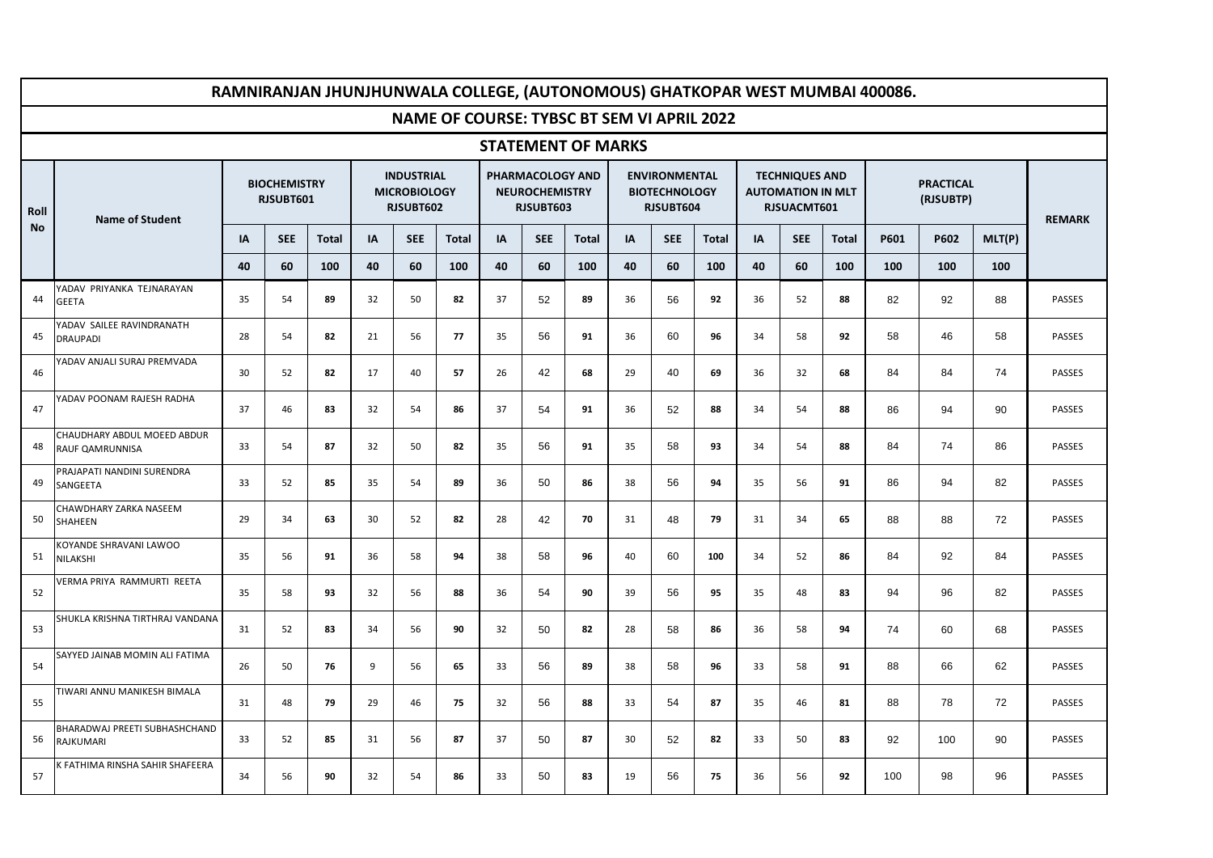# RAMNIRANJAN JHUNJHUNWALA COLLEGE, (AUTONOMOUS) GHATKOPAR WEST MUMBAI 400086.

## NAME OF COURSE: TYBSC BT SEM VI APRIL 2022

## STATEMENT OF MARKS

| Roll No | Name of Student | BIOCHEMISTRY RJSUBT601 | | | INDUSTRIAL MICROBIOLOGY RJSUBT602 | | | PHARMACOLOGY AND NEUROCHEMISTRY RJSUBT603 | | | ENVIRONMENTAL BIOTECHNOLOGY RJSUBT604 | | | TECHNIQUES AND AUTOMATION IN MLT RJSUACMT601 | | | PRACTICAL (RJSUBTP) | | | REMARK |
|---|---|---|---|---|---|---|---|---|---|---|---|---|---|---|---|---|---|---|---|---|
| | | IA | SEE | Total | IA | SEE | Total | IA | SEE | Total | IA | SEE | Total | IA | SEE | Total | P601 | P602 | MLT(P) | |
| | | 40 | 60 | 100 | 40 | 60 | 100 | 40 | 60 | 100 | 40 | 60 | 100 | 40 | 60 | 100 | 100 | 100 | 100 | |
| 44 | YADAV PRIYANKA TEJNARAYAN GEETA | 35 | 54 | **89** | 32 | 50 | **82** | 37 | 52 | **89** | 36 | 56 | **92** | 36 | 52 | **88** | 82 | 92 | 88 | PASSES |
| 45 | YADAV SAILEE RAVINDRANATH DRAUPADI | 28 | 54 | **82** | 21 | 56 | **77** | 35 | 56 | **91** | 36 | 60 | **96** | 34 | 58 | **92** | 58 | 46 | 58 | PASSES |
| 46 | YADAV ANJALI SURAJ PREMVADA | 30 | 52 | **82** | 17 | 40 | **57** | 26 | 42 | **68** | 29 | 40 | **69** | 36 | 32 | **68** | 84 | 84 | 74 | PASSES |
| 47 | YADAV POONAM RAJESH RADHA | 37 | 46 | **83** | 32 | 54 | **86** | 37 | 54 | **91** | 36 | 52 | **88** | 34 | 54 | **88** | 86 | 94 | 90 | PASSES |
| 48 | CHAUDHARY ABDUL MOEED ABDUR RAUF QAMRUNNISA | 33 | 54 | **87** | 32 | 50 | **82** | 35 | 56 | **91** | 35 | 58 | **93** | 34 | 54 | **88** | 84 | 74 | 86 | PASSES |
| 49 | PRAJAPATI NANDINI SURENDRA SANGEETA | 33 | 52 | **85** | 35 | 54 | **89** | 36 | 50 | **86** | 38 | 56 | **94** | 35 | 56 | **91** | 86 | 94 | 82 | PASSES |
| 50 | CHAWDHARY ZARKA NASEEM SHAHEEN | 29 | 34 | **63** | 30 | 52 | **82** | 28 | 42 | **70** | 31 | 48 | **79** | 31 | 34 | **65** | 88 | 88 | 72 | PASSES |
| 51 | KOYANDE SHRAVANI LAWOO NILAKSHI | 35 | 56 | **91** | 36 | 58 | **94** | 38 | 58 | **96** | 40 | 60 | **100** | 34 | 52 | **86** | 84 | 92 | 84 | PASSES |
| 52 | VERMA PRIYA RAMMURTI REETA | 35 | 58 | **93** | 32 | 56 | **88** | 36 | 54 | **90** | 39 | 56 | **95** | 35 | 48 | **83** | 94 | 96 | 82 | PASSES |
| 53 | SHUKLA KRISHNA TIRTHRAJ VANDANA | 31 | 52 | **83** | 34 | 56 | **90** | 32 | 50 | **82** | 28 | 58 | **86** | 36 | 58 | **94** | 74 | 60 | 68 | PASSES |
| 54 | SAYYED JAINAB MOMIN ALI FATIMA | 26 | 50 | **76** | 9 | 56 | **65** | 33 | 56 | **89** | 38 | 58 | **96** | 33 | 58 | **91** | 88 | 66 | 62 | PASSES |
| 55 | TIWARI ANNU MANIKESH BIMALA | 31 | 48 | **79** | 29 | 46 | **75** | 32 | 56 | **88** | 33 | 54 | **87** | 35 | 46 | **81** | 88 | 78 | 72 | PASSES |
| 56 | BHARADWAJ PREETI SUBHASHCHAND RAJKUMARI | 33 | 52 | **85** | 31 | 56 | **87** | 37 | 50 | **87** | 30 | 52 | **82** | 33 | 50 | **83** | 92 | 100 | 90 | PASSES |
| 57 | K FATHIMA RINSHA SAHIR SHAFEERA | 34 | 56 | **90** | 32 | 54 | **86** | 33 | 50 | **83** | 19 | 56 | **75** | 36 | 56 | **92** | 100 | 98 | 96 | PASSES |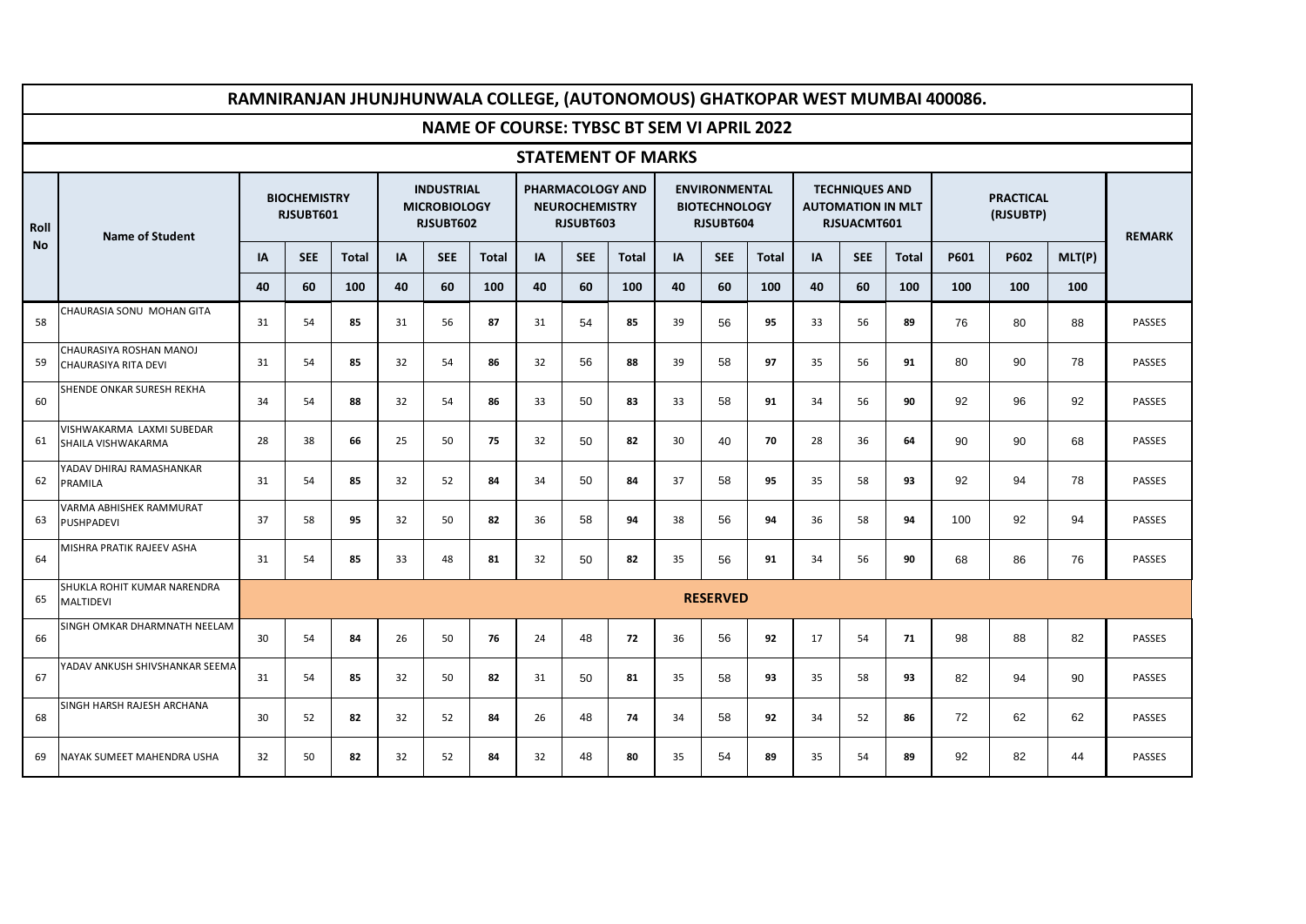# RAMNIRANJAN JHUNJHUNWALA COLLEGE, (AUTONOMOUS) GHATKOPAR WEST MUMBAI 400086.

## NAME OF COURSE: TYBSC BT SEM VI APRIL 2022

## STATEMENT OF MARKS

| Roll No | Name of Student | BIOCHEMISTRY RJSUBT601 | | | INDUSTRIAL MICROBIOLOGY RJSUBT602 | | | PHARMACOLOGY AND NEUROCHEMISTRY RJSUBT603 | | | ENVIRONMENTAL BIOTECHNOLOGY RJSUBT604 | | | TECHNIQUES AND AUTOMATION IN MLT RJSUACMT601 | | | PRACTICAL (RJSUBTP) | | | REMARK |
|---|---|---|---|---|---|---|---|---|---|---|---|---|---|---|---|---|---|---|---|---|
| | | IA | SEE | Total | IA | SEE | Total | IA | SEE | Total | IA | SEE | Total | IA | SEE | Total | P601 | P602 | MLT(P) | |
| | | 40 | 60 | 100 | 40 | 60 | 100 | 40 | 60 | 100 | 40 | 60 | 100 | 40 | 60 | 100 | 100 | 100 | 100 | |
| 58 | CHAURASIA SONU MOHAN GITA | 31 | 54 | **85** | 31 | 56 | **87** | 31 | 54 | **85** | 39 | 56 | **95** | 33 | 56 | **89** | 76 | 80 | 88 | PASSES |
| 59 | CHAURASIYA ROSHAN MANOJ CHAURASIYA RITA DEVI | 31 | 54 | **85** | 32 | 54 | **86** | 32 | 56 | **88** | 39 | 58 | **97** | 35 | 56 | **91** | 80 | 90 | 78 | PASSES |
| 60 | SHENDE ONKAR SURESH REKHA | 34 | 54 | **88** | 32 | 54 | **86** | 33 | 50 | **83** | 33 | 58 | **91** | 34 | 56 | **90** | 92 | 96 | 92 | PASSES |
| 61 | VISHWAKARMA LAXMI SUBEDAR SHAILA VISHWAKARMA | 28 | 38 | **66** | 25 | 50 | **75** | 32 | 50 | **82** | 30 | 40 | **70** | 28 | 36 | **64** | 90 | 90 | 68 | PASSES |
| 62 | YADAV DHIRAJ RAMASHANKAR PRAMILA | 31 | 54 | **85** | 32 | 52 | **84** | 34 | 50 | **84** | 37 | 58 | **95** | 35 | 58 | **93** | 92 | 94 | 78 | PASSES |
| 63 | VARMA ABHISHEK RAMMURAT PUSHPADEVI | 37 | 58 | **95** | 32 | 50 | **82** | 36 | 58 | **94** | 38 | 56 | **94** | 36 | 58 | **94** | 100 | 92 | 94 | PASSES |
| 64 | MISHRA PRATIK RAJEEV ASHA | 31 | 54 | **85** | 33 | 48 | **81** | 32 | 50 | **82** | 35 | 56 | **91** | 34 | 56 | **90** | 68 | 86 | 76 | PASSES |
| 65 | SHUKLA ROHIT KUMAR NARENDRA MALTIDEVI | **RESERVED** | | | | | | | | | | | | | | | | | | |
| 66 | SINGH OMKAR DHARMNATH NEELAM | 30 | 54 | **84** | 26 | 50 | **76** | 24 | 48 | **72** | 36 | 56 | **92** | 17 | 54 | **71** | 98 | 88 | 82 | PASSES |
| 67 | YADAV ANKUSH SHIVSHANKAR SEEMA | 31 | 54 | **85** | 32 | 50 | **82** | 31 | 50 | **81** | 35 | 58 | **93** | 35 | 58 | **93** | 82 | 94 | 90 | PASSES |
| 68 | SINGH HARSH RAJESH ARCHANA | 30 | 52 | **82** | 32 | 52 | **84** | 26 | 48 | **74** | 34 | 58 | **92** | 34 | 52 | **86** | 72 | 62 | 62 | PASSES |
| 69 | NAYAK SUMEET MAHENDRA USHA | 32 | 50 | **82** | 32 | 52 | **84** | 32 | 48 | **80** | 35 | 54 | **89** | 35 | 54 | **89** | 92 | 82 | 44 | PASSES |